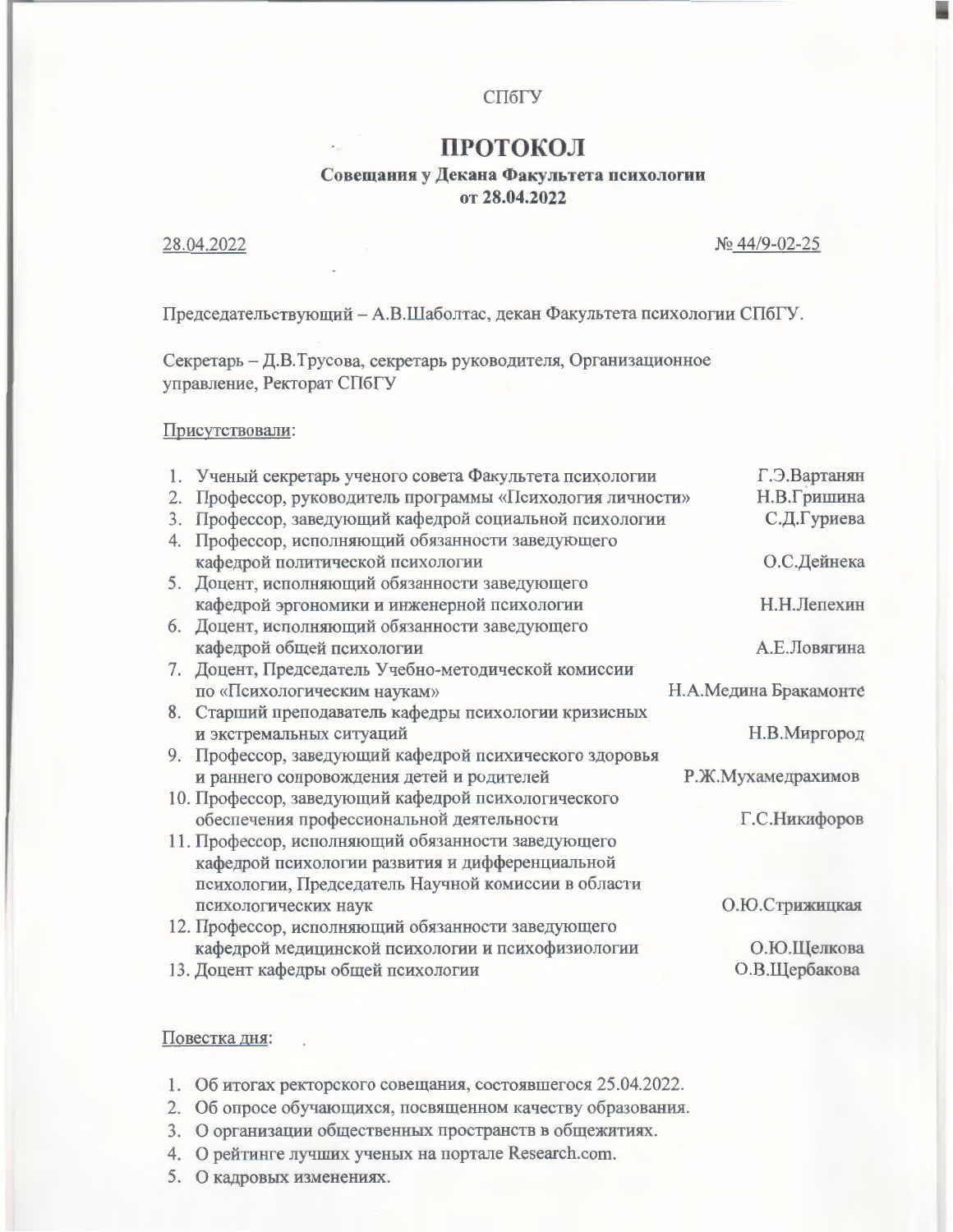СПбГУ

# ПРОТОКОЛ

**Совещания у Декана Факультета психологии**
**от 28.04.2022**

28.04.2022 № 44/9-02-25

Председательствующий – А.В.Шаболтас, декан Факультета психологии СПбГУ.

Секретарь – Д.В.Трусова, секретарь руководителя, Организационное управление, Ректорат СПбГУ

Присутствовали:

1. Ученый секретарь ученого совета Факультета психологии — Г.Э.Вартанян
2. Профессор, руководитель программы «Психология личности» — Н.В.Гришина
3. Профессор, заведующий кафедрой социальной психологии — С.Д.Гуриева
4. Профессор, исполняющий обязанности заведующего кафедрой политической психологии — О.С.Дейнека
5. Доцент, исполняющий обязанности заведующего кафедрой эргономики и инженерной психологии — Н.Н.Лепехин
6. Доцент, исполняющий обязанности заведующего кафедрой общей психологии — А.Е.Ловягина
7. Доцент, Председатель Учебно-методической комиссии по «Психологическим наукам» — Н.А.Медина Бракамонте
8. Старший преподаватель кафедры психологии кризисных и экстремальных ситуаций — Н.В.Миргород
9. Профессор, заведующий кафедрой психического здоровья и раннего сопровождения детей и родителей — Р.Ж.Мухамедрахимов
10. Профессор, заведующий кафедрой психологического обеспечения профессиональной деятельности — Г.С.Никифоров
11. Профессор, исполняющий обязанности заведующего кафедрой психологии развития и дифференциальной психологии, Председатель Научной комиссии в области психологических наук — О.Ю.Стрижицкая
12. Профессор, исполняющий обязанности заведующего кафедрой медицинской психологии и психофизиологии — О.Ю.Щелкова
13. Доцент кафедры общей психологии — О.В.Щербакова

Повестка дня:

1. Об итогах ректорского совещания, состоявшегося 25.04.2022.
2. Об опросе обучающихся, посвященном качеству образования.
3. О организации общественных пространств в общежитиях.
4. О рейтинге лучших ученых на портале Research.com.
5. О кадровых изменениях.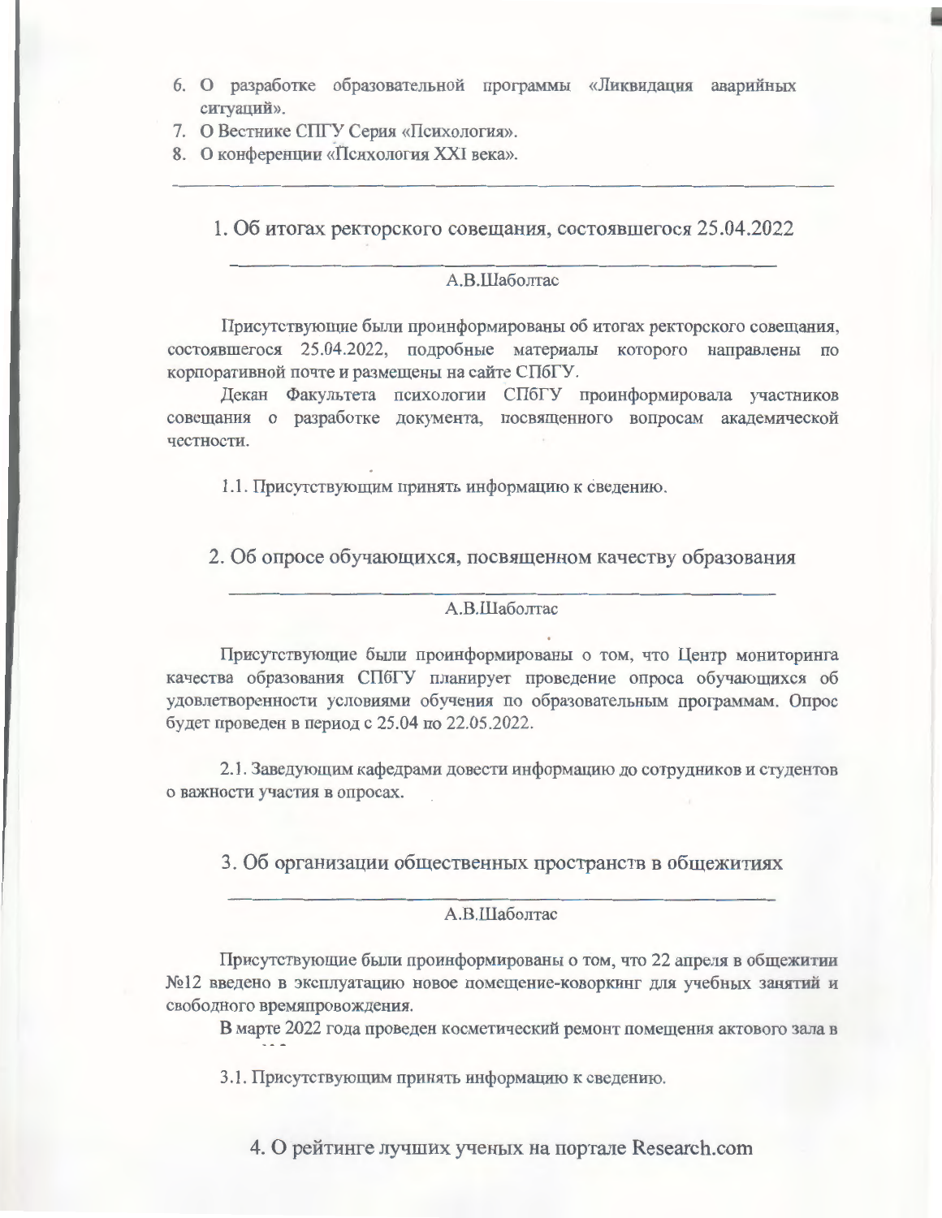6. О разработке образовательной программы «Ликвидация аварийных ситуаций».
7. О Вестнике СПГУ Серия «Психология».
8. О конференции «Психология XXI века».

---

## 1. Об итогах ректорского совещания, состоявшегося 25.04.2022

---

А.В.Шаболтас

Присутствующие были проинформированы об итогах ректорского совещания, состоявшегося 25.04.2022, подробные материалы которого направлены по корпоративной почте и размещены на сайте СПбГУ.

Декан Факультета психологии СПбГУ проинформировала участников совещания о разработке документа, посвященного вопросам академической честности.

1.1. Присутствующим принять информацию к сведению.

## 2. Об опросе обучающихся, посвященном качеству образования

---

А.В.Шаболтас

Присутствующие были проинформированы о том, что Центр мониторинга качества образования СПбГУ планирует проведение опроса обучающихся об удовлетворенности условиями обучения по образовательным программам. Опрос будет проведен в период с 25.04 по 22.05.2022.

2.1. Заведующим кафедрами довести информацию до сотрудников и студентов о важности участия в опросах.

## 3. Об организации общественных пространств в общежитиях

---

А.В.Шаболтас

Присутствующие были проинформированы о том, что 22 апреля в общежитии №12 введено в эксплуатацию новое помещение-коворкинг для учебных занятий и свободного времяпровождения.

В марте 2022 года проведен косметический ремонт помещения актового зала в

3.1. Присутствующим принять информацию к сведению.

## 4. О рейтинге лучших ученых на портале Research.com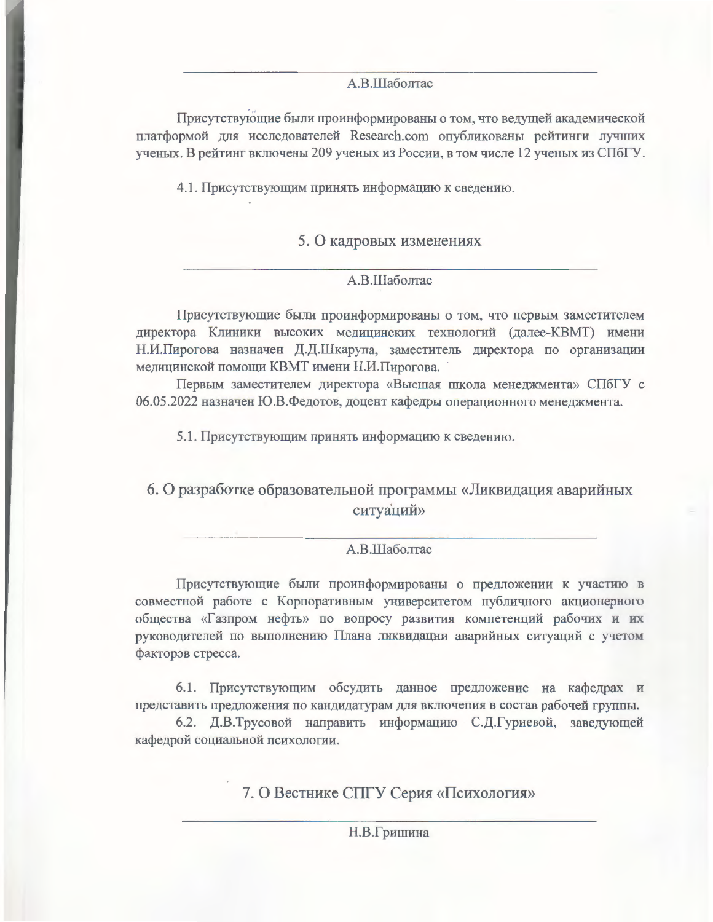А.В.Шаболтас

Присутствующие были проинформированы о том, что ведущей академической платформой для исследователей Research.com опубликованы рейтинги лучших ученых. В рейтинг включены 209 ученых из России, в том числе 12 ученых из СПбГУ.

4.1. Присутствующим принять информацию к сведению.

## 5. О кадровых изменениях

А.В.Шаболтас

Присутствующие были проинформированы о том, что первым заместителем директора Клиники высоких медицинских технологий (далее-КВМТ) имени Н.И.Пирогова назначен Д.Д.Шкарупа, заместитель директора по организации медицинской помощи КВМТ имени Н.И.Пирогова.

Первым заместителем директора «Высшая школа менеджмента» СПбГУ с 06.05.2022 назначен Ю.В.Федотов, доцент кафедры операционного менеджмента.

5.1. Присутствующим принять информацию к сведению.

## 6. О разработке образовательной программы «Ликвидация аварийных ситуаций»

А.В.Шаболтас

Присутствующие были проинформированы о предложении к участию в совместной работе с Корпоративным университетом публичного акционерного общества «Газпром нефть» по вопросу развития компетенций рабочих и их руководителей по выполнению Плана ликвидации аварийных ситуаций с учетом факторов стресса.

6.1. Присутствующим обсудить данное предложение на кафедрах и представить предложения по кандидатурам для включения в состав рабочей группы.

6.2. Д.В.Трусовой направить информацию С.Д.Гуриевой, заведующей кафедрой социальной психологии.

## 7. О Вестнике СПГУ Серия «Психология»

Н.В.Гришина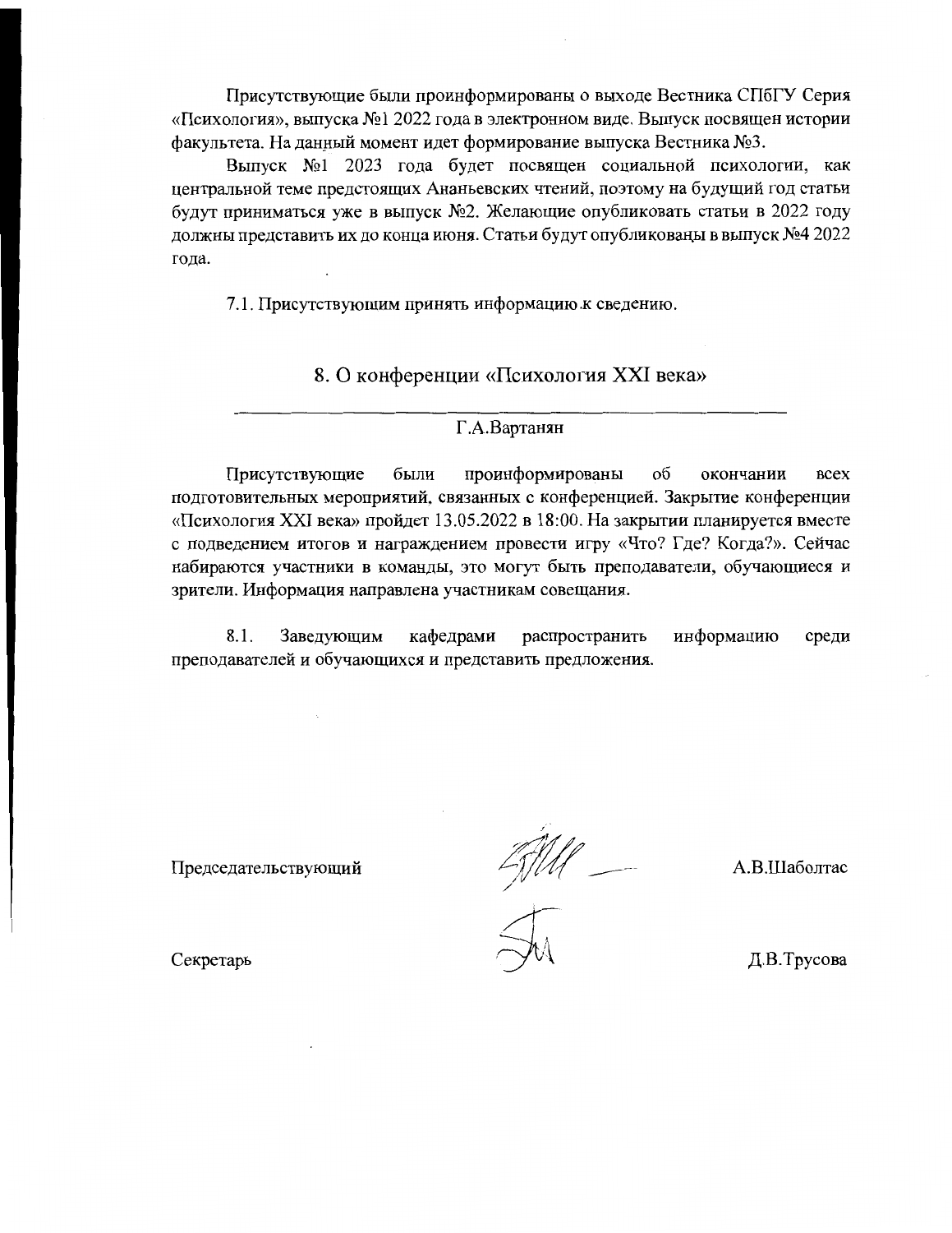Присутствующие были проинформированы о выходе Вестника СПбГУ Серия «Психология», выпуска №1 2022 года в электронном виде. Выпуск посвящен истории факультета. На данный момент идет формирование выпуска Вестника №3.

Выпуск №1 2023 года будет посвящен социальной психологии, как центральной теме предстоящих Ананьевских чтений, поэтому на будущий год статьи будут приниматься уже в выпуск №2. Желающие опубликовать статьи в 2022 году должны представить их до конца июня. Статьи будут опубликованы в выпуск №4 2022 года.

7.1. Присутствующим принять информацию к сведению.

## 8. О конференции «Психология XXI века»

Г.А.Вартанян

Присутствующие были проинформированы об окончании всех подготовительных мероприятий, связанных с конференцией. Закрытие конференции «Психология XXI века» пройдет 13.05.2022 в 18:00. На закрытии планируется вместе с подведением итогов и награждением провести игру «Что? Где? Когда?». Сейчас набираются участники в команды, это могут быть преподаватели, обучающиеся и зрители. Информация направлена участникам совещания.

8.1. Заведующим кафедрами распространить информацию среди преподавателей и обучающихся и представить предложения.

Председательствующий А.В.Шаболтас

Секретарь Д.В.Трусова